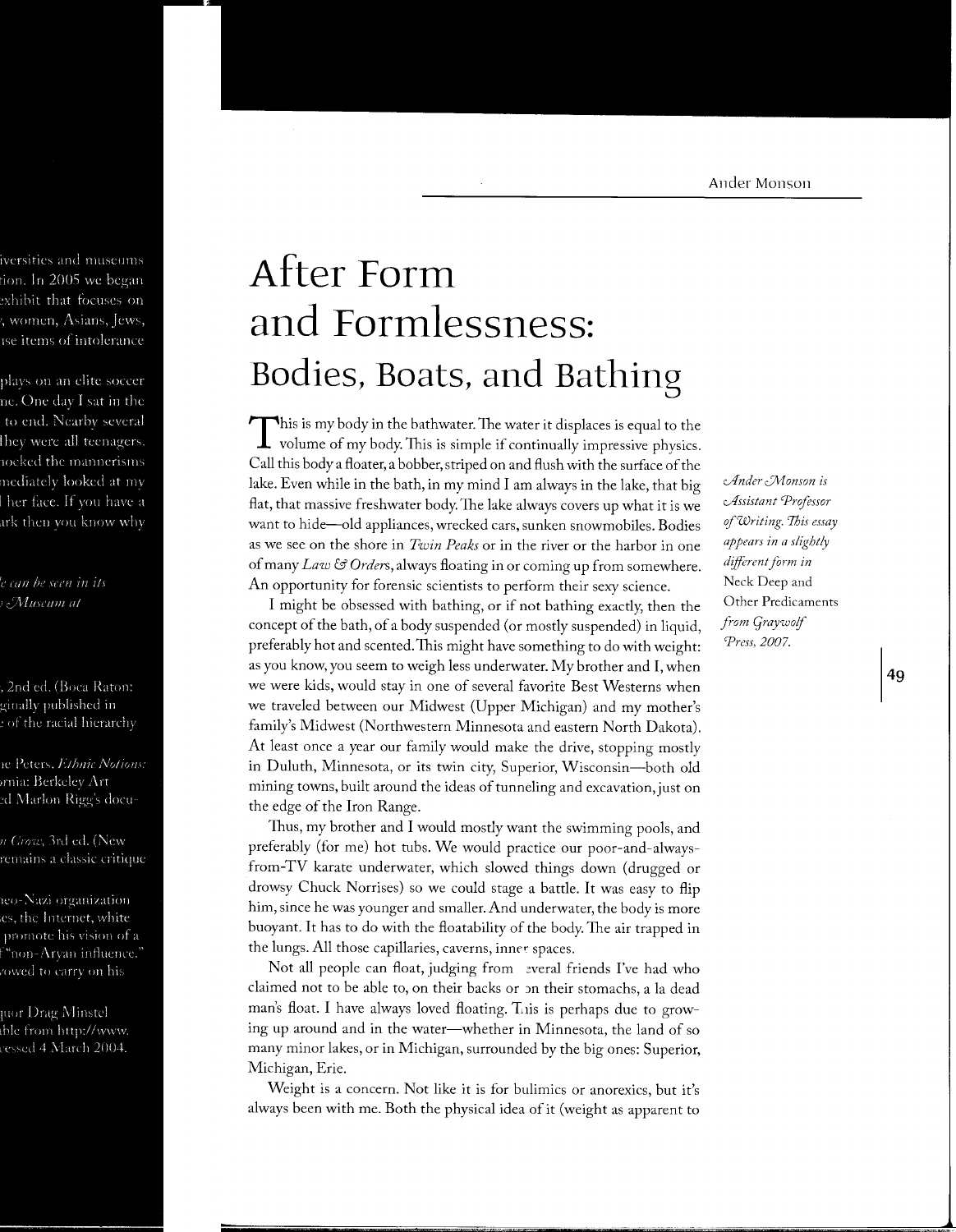Ander Monson

# After Form and Formlessness: Bodies, Boats, and Bathing

*Ander Monson is Assistant Professor of Writing. This essay appears in a slightly different form in* Neck Deep and Other Predicaments *from Graywolf Press, 2007.*

This is my body in the bathwater. The water it displaces is equal to the volume of my body. This is simple if continually impressive physics. Call this body a floater, a bobber, striped on and flush with the surface of the lake. Even while in the bath, in my mind I am always in the lake, that big flat, that massive freshwater body. The lake always covers up what it is we want to hide—old appliances, wrecked cars, sunken snowmobiles. Bodies as we see on the shore in *Twin Peaks* or in the river or the harbor in one of many *Law & Orders*, always floating in or coming up from somewhere. An opportunity for forensic scientists to perform their sexy science.

I might be obsessed with bathing, or if not bathing exactly, then the concept of the bath, of a body suspended (or mostly suspended) in liquid, preferably hot and scented. This might have something to do with weight: as you know, you seem to weigh less underwater. My brother and I, when we were kids, would stay in one of several favorite Best Westerns when we traveled between our Midwest (Upper Michigan) and my mother's family's Midwest (Northwestern Minnesota and eastern North Dakota). At least once a year our family would make the drive, stopping mostly in Duluth, Minnesota, or its twin city, Superior, Wisconsin—both old mining towns, built around the ideas of tunneling and excavation, just on the edge of the Iron Range.

Thus, my brother and I would mostly want the swimming pools, and preferably (for me) hot tubs. We would practice our poor-and-always-from-TV karate underwater, which slowed things down (drugged or drowsy Chuck Norrises) so we could stage a battle. It was easy to flip him, since he was younger and smaller. And underwater, the body is more buoyant. It has to do with the floatability of the body. The air trapped in the lungs. All those capillaries, caverns, inner spaces.

Not all people can float, judging from several friends I've had who claimed not to be able to, on their backs or on their stomachs, a la dead man's float. I have always loved floating. This is perhaps due to growing up around and in the water—whether in Minnesota, the land of so many minor lakes, or in Michigan, surrounded by the big ones: Superior, Michigan, Erie.

Weight is a concern. Not like it is for bulimics or anorexics, but it's always been with me. Both the physical idea of it (weight as apparent to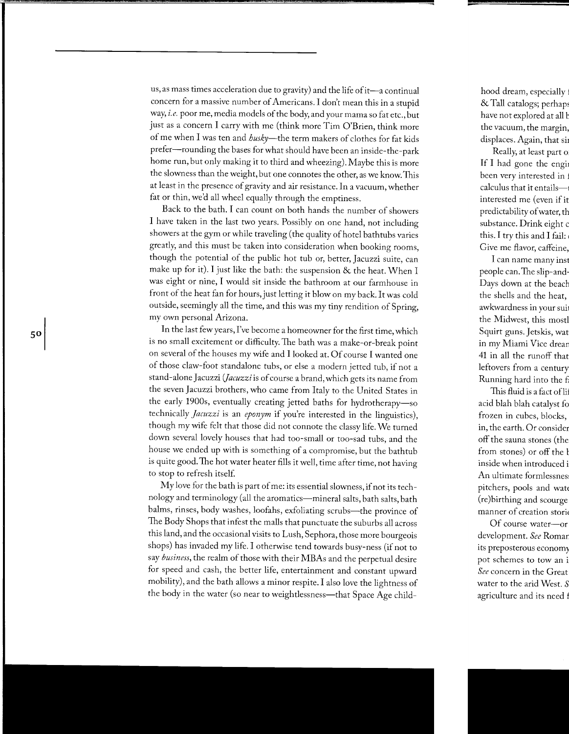us, as mass times acceleration due to gravity) and the life of it—a continual concern for a massive number of Americans. I don't mean this in a stupid way, *i.e.* poor me, media models of the body, and your mama so fat etc., but just as a concern I carry with me (think more Tim O'Brien, think more of me when I was ten and *husky*—the term makers of clothes for fat kids prefer—rounding the bases for what should have been an inside-the-park home run, but only making it to third and wheezing). Maybe this is more the slowness than the weight, but one connotes the other, as we know. This at least in the presence of gravity and air resistance. In a vacuum, whether fat or thin, we'd all wheel equally through the emptiness.

Back to the bath. I can count on both hands the number of showers I have taken in the last two years. Possibly on one hand, not including showers at the gym or while traveling (the quality of hotel bathtubs varies greatly, and this must be taken into consideration when booking rooms, though the potential of the public hot tub or, better, Jacuzzi suite, can make up for it). I just like the bath: the suspension & the heat. When I was eight or nine, I would sit inside the bathroom at our farmhouse in front of the heat fan for hours, just letting it blow on my back. It was cold outside, seemingly all the time, and this was my tiny rendition of Spring, my own personal Arizona.

In the last few years, I've become a homeowner for the first time, which is no small excitement or difficulty. The bath was a make-or-break point on several of the houses my wife and I looked at. Of course I wanted one of those claw-foot standalone tubs, or else a modern jetted tub, if not a stand-alone Jacuzzi (*Jacuzzi* is of course a brand, which gets its name from the seven Jacuzzi brothers, who came from Italy to the United States in the early 1900s, eventually creating jetted baths for hydrotherapy—so technically *Jacuzzi* is an *eponym* if you're interested in the linguistics), though my wife felt that those did not connote the classy life. We turned down several lovely houses that had too-small or too-sad tubs, and the house we ended up with is something of a compromise, but the bathtub is quite good. The hot water heater fills it well, time after time, not having to stop to refresh itself.

My love for the bath is part of me: its essential slowness, if not its technology and terminology (all the aromatics—mineral salts, bath salts, bath balms, rinses, body washes, loofahs, exfoliating scrubs—the province of The Body Shops that infest the malls that punctuate the suburbs all across this land, and the occasional visits to Lush, Sephora, those more bourgeois shops) has invaded my life. I otherwise tend towards busy-ness (if not to say *business*, the realm of those with their MBAs and the perpetual desire for speed and cash, the better life, entertainment and constant upward mobility), and the bath allows a minor respite. I also love the lightness of the body in the water (so near to weightlessness—that Space Age child-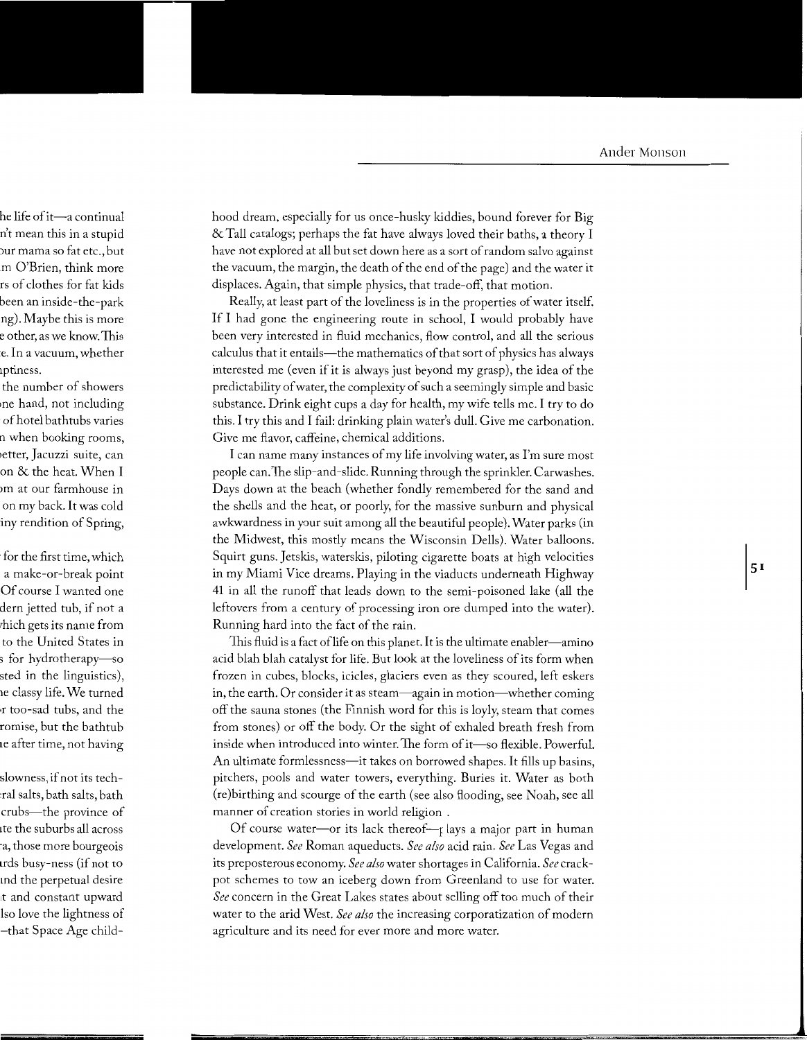hood dream, especially for us once-husky kiddies, bound forever for Big & Tall catalogs; perhaps the fat have always loved their baths, a theory I have not explored at all but set down here as a sort of random salvo against the vacuum, the margin, the death of the end of the page) and the water it displaces. Again, that simple physics, that trade-off, that motion.

Really, at least part of the loveliness is in the properties of water itself. If I had gone the engineering route in school, I would probably have been very interested in fluid mechanics, flow control, and all the serious calculus that it entails—the mathematics of that sort of physics has always interested me (even if it is always just beyond my grasp), the idea of the predictability of water, the complexity of such a seemingly simple and basic substance. Drink eight cups a day for health, my wife tells me. I try to do this. I try this and I fail: drinking plain water's dull. Give me carbonation. Give me flavor, caffeine, chemical additions.

I can name many instances of my life involving water, as I'm sure most people can. The slip-and-slide. Running through the sprinkler. Carwashes. Days down at the beach (whether fondly remembered for the sand and the shells and the heat, or poorly, for the massive sunburn and physical awkwardness in your suit among all the beautiful people). Water parks (in the Midwest, this mostly means the Wisconsin Dells). Water balloons. Squirt guns. Jetskis, waterskis, piloting cigarette boats at high velocities in my Miami Vice dreams. Playing in the viaducts underneath Highway 41 in all the runoff that leads down to the semi-poisoned lake (all the leftovers from a century of processing iron ore dumped into the water). Running hard into the fact of the rain.

This fluid is a fact of life on this planet. It is the ultimate enabler—amino acid blah blah catalyst for life. But look at the loveliness of its form when frozen in cubes, blocks, icicles, glaciers even as they scoured, left eskers in, the earth. Or consider it as steam—again in motion—whether coming off the sauna stones (the Finnish word for this is loyly, steam that comes from stones) or off the body. Or the sight of exhaled breath fresh from inside when introduced into winter. The form of it—so flexible. Powerful. An ultimate formlessness—it takes on borrowed shapes. It fills up basins, pitchers, pools and water towers, everything. Buries it. Water as both (re)birthing and scourge of the earth (see also flooding, see Noah, see all manner of creation stories in world religion .

Of course water—or its lack thereof—plays a major part in human development. *See* Roman aqueducts. *See also* acid rain. *See* Las Vegas and its preposterous economy. *See also* water shortages in California. *See* crackpot schemes to tow an iceberg down from Greenland to use for water. *See* concern in the Great Lakes states about selling off too much of their water to the arid West. *See also* the increasing corporatization of modern agriculture and its need for ever more and more water.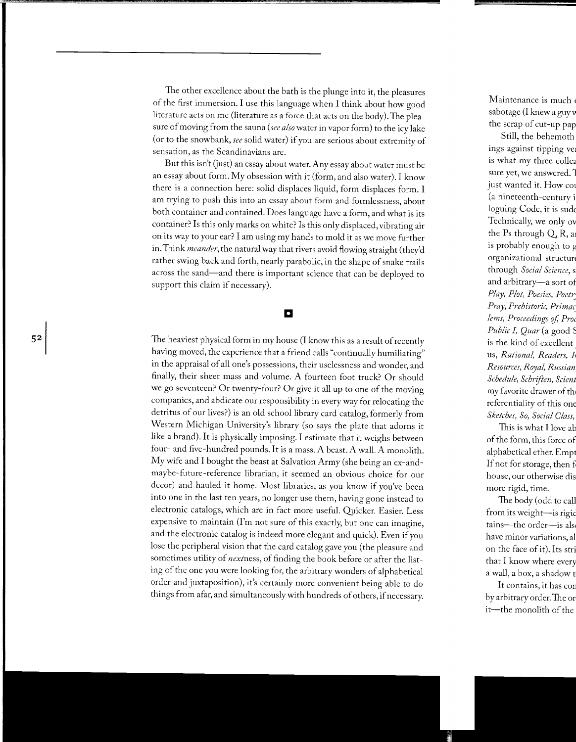The other excellence about the bath is the plunge into it, the pleasures of the first immersion. I use this language when I think about how good literature acts on me (literature as a force that acts on the body). The pleasure of moving from the sauna (*see also* water in vapor form) to the icy lake (or to the snowbank, *see* solid water) if you are serious about extremity of sensation, as the Scandinavians are.

But this isn't (just) an essay about water. Any essay about water must be an essay about form. My obsession with it (form, and also water). I know there is a connection here: solid displaces liquid, form displaces form. I am trying to push this into an essay about form and formlessness, about both container and contained. Does language have a form, and what is its container? Is this only marks on white? Is this only displaced, vibrating air on its way to your ear? I am using my hands to mold it as we move further in. Think *meander*, the natural way that rivers avoid flowing straight (they'd rather swing back and forth, nearly parabolic, in the shape of snake trails across the sand—and there is important science that can be deployed to support this claim if necessary).

▪

The heaviest physical form in my house (I know this as a result of recently having moved, the experience that a friend calls "continually humiliating" in the appraisal of all one's possessions, their uselessness and wonder, and finally, their sheer mass and volume. A fourteen foot truck? Or should we go seventeen? Or twenty-four? Or give it all up to one of the moving companies, and abdicate our responsibility in every way for relocating the detritus of our lives?) is an old school library card catalog, formerly from Western Michigan University's library (so says the plate that adorns it like a brand). It is physically imposing. I estimate that it weighs between four- and five-hundred pounds. It is a mass. A beast. A wall. A monolith. My wife and I bought the beast at Salvation Army (she being an ex-and-maybe-future-reference librarian, it seemed an obvious choice for our decor) and hauled it home. Most libraries, as you know if you've been into one in the last ten years, no longer use them, having gone instead to electronic catalogs, which are in fact more useful. Quicker. Easier. Less expensive to maintain (I'm not sure of this exactly, but one can imagine, and the electronic catalog is indeed more elegant and quick). Even if you lose the peripheral vision that the card catalog gave you (the pleasure and sometimes utility of *next*ness, of finding the book before or after the listing of the one you were looking for, the arbitrary wonders of alphabetical order and juxtaposition), it's certainly more convenient being able to do things from afar, and simultaneously with hundreds of others, if necessary.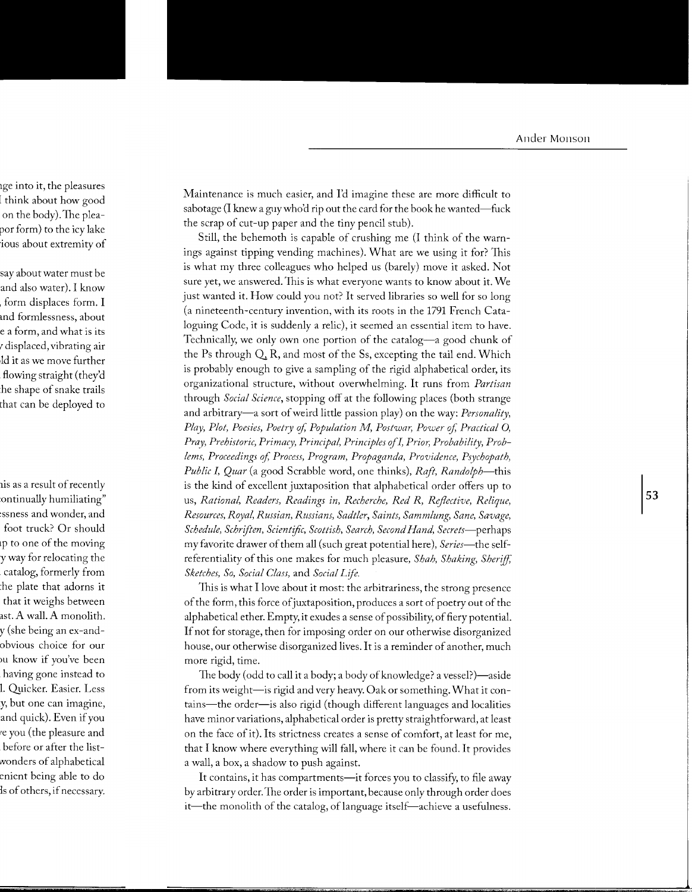Maintenance is much easier, and I'd imagine these are more difficult to sabotage (I knew a guy who'd rip out the card for the book he wanted—fuck the scrap of cut-up paper and the tiny pencil stub).

Still, the behemoth is capable of crushing me (I think of the warnings against tipping vending machines). What are we using it for? This is what my three colleagues who helped us (barely) move it asked. Not sure yet, we answered. This is what everyone wants to know about it. We just wanted it. How could you not? It served libraries so well for so long (a nineteenth-century invention, with its roots in the 1791 French Cataloguing Code, it is suddenly a relic), it seemed an essential item to have. Technically, we only own one portion of the catalog—a good chunk of the Ps through Q, R, and most of the Ss, excepting the tail end. Which is probably enough to give a sampling of the rigid alphabetical order, its organizational structure, without overwhelming. It runs from *Partisan* through *Social Science*, stopping off at the following places (both strange and arbitrary—a sort of weird little passion play) on the way: *Personality, Play, Plot, Poesies, Poetry of, Population M, Postwar, Power of, Practical O, Pray, Prehistoric, Primacy, Principal, Principles of I, Prior, Probability, Problems, Proceedings of, Process, Program, Propaganda, Providence, Psychopath, Public I, Quar* (a good Scrabble word, one thinks), *Raft, Randolph*—this is the kind of excellent juxtaposition that alphabetical order offers up to us, *Rational, Readers, Readings in, Recherche, Red R, Reflective, Relique, Resources, Royal, Russian, Russians, Sadtler, Saints, Sammlung, Sane, Savage, Schedule, Schriften, Scientific, Scottish, Search, Second Hand, Secrets*—perhaps my favorite drawer of them all (such great potential here), *Series*—the self-referentiality of this one makes for much pleasure, *Shah, Shaking, Sheriff, Sketches, So, Social Class,* and *Social Life.*

This is what I love about it most: the arbitrariness, the strong presence of the form, this force of juxtaposition, produces a sort of poetry out of the alphabetical ether. Empty, it exudes a sense of possibility, of fiery potential. If not for storage, then for imposing order on our otherwise disorganized house, our otherwise disorganized lives. It is a reminder of another, much more rigid, time.

The body (odd to call it a body; a body of knowledge? a vessel?)—aside from its weight—is rigid and very heavy. Oak or something. What it contains—the order—is also rigid (though different languages and localities have minor variations, alphabetical order is pretty straightforward, at least on the face of it). Its strictness creates a sense of comfort, at least for me, that I know where everything will fall, where it can be found. It provides a wall, a box, a shadow to push against.

It contains, it has compartments—it forces you to classify, to file away by arbitrary order. The order is important, because only through order does it—the monolith of the catalog, of language itself—achieve a usefulness.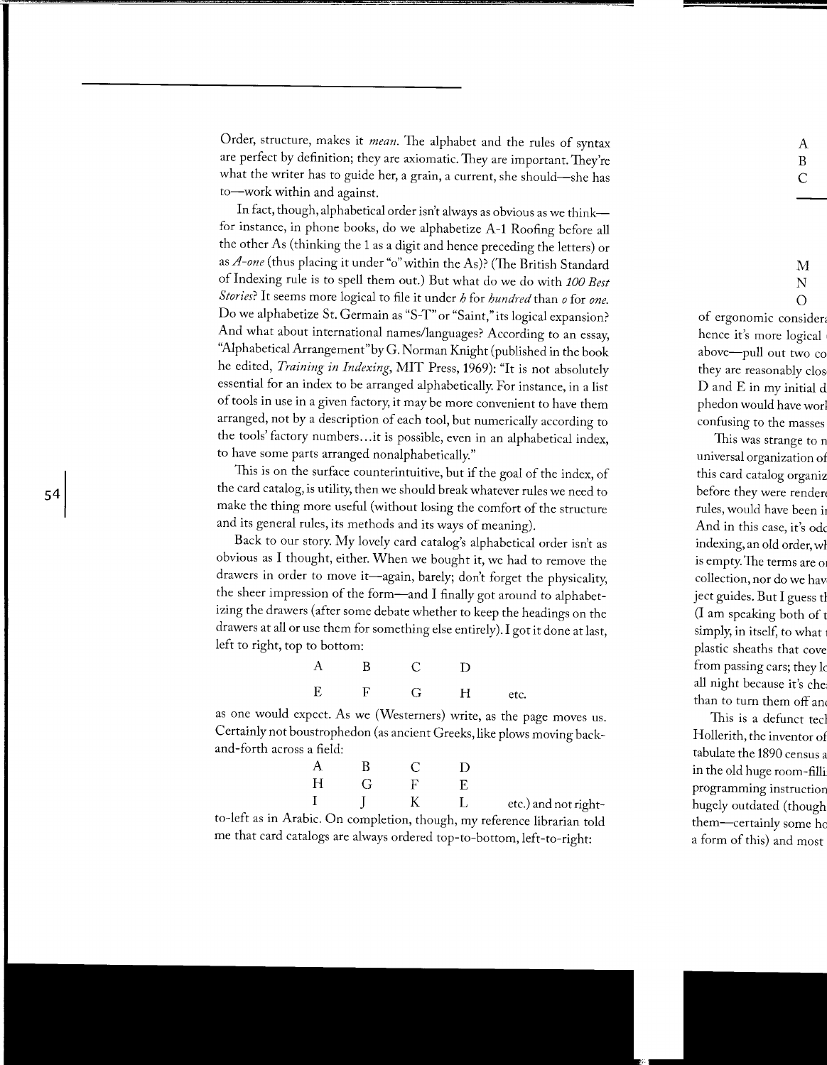Order, structure, makes it *mean*. The alphabet and the rules of syntax are perfect by definition; they are axiomatic. They are important. They're what the writer has to guide her, a grain, a current, she should—she has to—work within and against.

In fact, though, alphabetical order isn't always as obvious as we think—for instance, in phone books, do we alphabetize A-1 Roofing before all the other As (thinking the 1 as a digit and hence preceding the letters) or as *A-one* (thus placing it under "o" within the As)? (The British Standard of Indexing rule is to spell them out.) But what do we do with *100 Best Stories*? It seems more logical to file it under *h* for *hundred* than *o* for *one*. Do we alphabetize St. Germain as "S-T" or "Saint," its logical expansion? And what about international names/languages? According to an essay, "Alphabetical Arrangement" by G. Norman Knight (published in the book he edited, *Training in Indexing*, MIT Press, 1969): "It is not absolutely essential for an index to be arranged alphabetically. For instance, in a list of tools in use in a given factory, it may be more convenient to have them arranged, not by a description of each tool, but numerically according to the tools' factory numbers…it is possible, even in an alphabetical index, to have some parts arranged nonalphabetically."

This is on the surface counterintuitive, but if the goal of the index, of the card catalog, is utility, then we should break whatever rules we need to make the thing more useful (without losing the comfort of the structure and its general rules, its methods and its ways of meaning).

Back to our story. My lovely card catalog's alphabetical order isn't as obvious as I thought, either. When we bought it, we had to remove the drawers in order to move it—again, barely; don't forget the physicality, the sheer impression of the form—and I finally got around to alphabetizing the drawers (after some debate whether to keep the headings on the drawers at all or use them for something else entirely). I got it done at last, left to right, top to bottom:

```
A    B    C    D
E    F    G    H    etc.
```

as one would expect. As we (Westerners) write, as the page moves us. Certainly not boustrophedon (as ancient Greeks, like plows moving back-and-forth across a field:

```
A    B    C    D
H    G    F    E
I    J    K    L    etc.)
```

and not right-to-left as in Arabic. On completion, though, my reference librarian told me that card catalogs are always ordered top-to-bottom, left-to-right: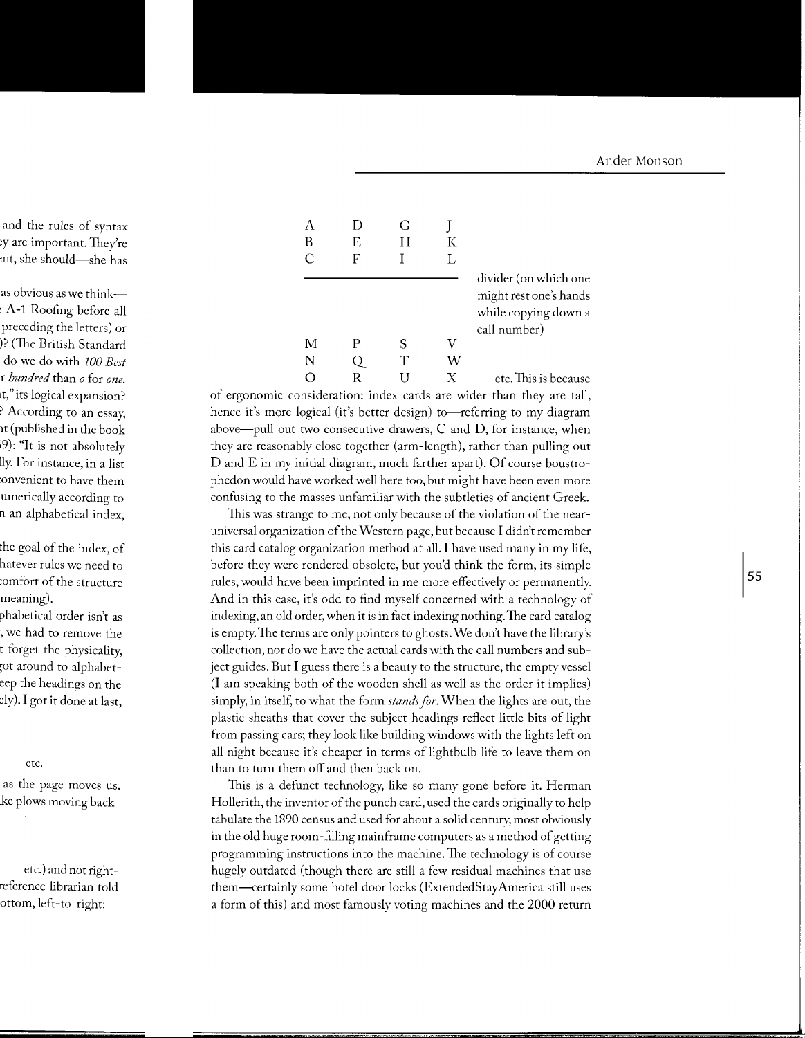| A | D | G | J | |
|---|---|---|---|---|
| B | E | H | K | |
| C | F | I | L | |
| | | | | divider (on which one might rest one's hands while copying down a call number) |
| M | P | S | V | |
| N | Q | T | W | |
| O | R | U | X | etc. |

This is because of ergonomic consideration: index cards are wider than they are tall, hence it's more logical (it's better design) to—referring to my diagram above—pull out two consecutive drawers, C and D, for instance, when they are reasonably close together (arm-length), rather than pulling out D and E in my initial diagram, much farther apart). Of course boustrophedon would have worked well here too, but might have been even more confusing to the masses unfamiliar with the subtleties of ancient Greek.

This was strange to me, not only because of the violation of the near-universal organization of the Western page, but because I didn't remember this card catalog organization method at all. I have used many in my life, before they were rendered obsolete, but you'd think the form, its simple rules, would have been imprinted in me more effectively or permanently. And in this case, it's odd to find myself concerned with a technology of indexing, an old order, when it is in fact indexing nothing. The card catalog is empty. The terms are only pointers to ghosts. We don't have the library's collection, nor do we have the actual cards with the call numbers and subject guides. But I guess there is a beauty to the structure, the empty vessel (I am speaking both of the wooden shell as well as the order it implies) simply, in itself, to what the form *stands for*. When the lights are out, the plastic sheaths that cover the subject headings reflect little bits of light from passing cars; they look like building windows with the lights left on all night because it's cheaper in terms of lightbulb life to leave them on than to turn them off and then back on.

This is a defunct technology, like so many gone before it. Herman Hollerith, the inventor of the punch card, used the cards originally to help tabulate the 1890 census and used for about a solid century, most obviously in the old huge room-filling mainframe computers as a method of getting programming instructions into the machine. The technology is of course hugely outdated (though there are still a few residual machines that use them—certainly some hotel door locks (ExtendedStayAmerica still uses a form of this) and most famously voting machines and the 2000 return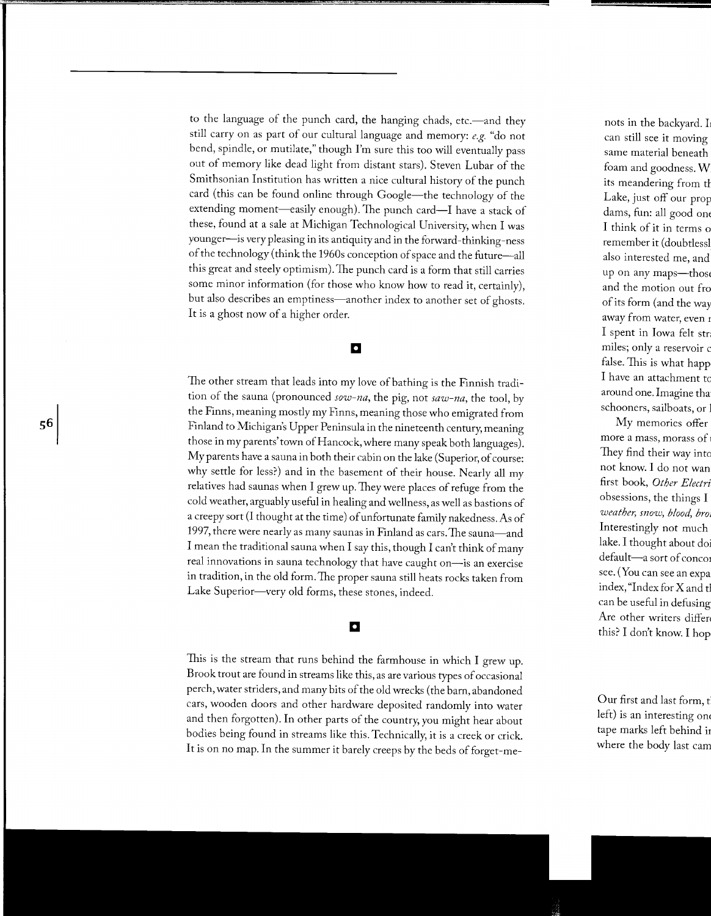to the language of the punch card, the hanging chads, etc.—and they still carry on as part of our cultural language and memory: *e.g.* "do not bend, spindle, or mutilate," though I'm sure this too will eventually pass out of memory like dead light from distant stars). Steven Lubar of the Smithsonian Institution has written a nice cultural history of the punch card (this can be found online through Google—the technology of the extending moment—easily enough). The punch card—I have a stack of these, found at a sale at Michigan Technological University, when I was younger—is very pleasing in its antiquity and in the forward-thinking-ness of the technology (think the 1960s conception of space and the future—all this great and steely optimism). The punch card is a form that still carries some minor information (for those who know how to read it, certainly), but also describes an emptiness—another index to another set of ghosts. It is a ghost now of a higher order.

---

The other stream that leads into my love of bathing is the Finnish tradition of the sauna (pronounced *sow-na*, the pig, not *saw-na*, the tool, by the Finns, meaning mostly my Finns, meaning those who emigrated from Finland to Michigan's Upper Peninsula in the nineteenth century, meaning those in my parents' town of Hancock, where many speak both languages). My parents have a sauna in both their cabin on the lake (Superior, of course: why settle for less?) and in the basement of their house. Nearly all my relatives had saunas when I grew up. They were places of refuge from the cold weather, arguably useful in healing and wellness, as well as bastions of a creepy sort (I thought at the time) of unfortunate family nakedness. As of 1997, there were nearly as many saunas in Finland as cars. The sauna—and I mean the traditional sauna when I say this, though I can't think of many real innovations in sauna technology that have caught on—is an exercise in tradition, in the old form. The proper sauna still heats rocks taken from Lake Superior—very old forms, these stones, indeed.

---

This is the stream that runs behind the farmhouse in which I grew up. Brook trout are found in streams like this, as are various types of occasional perch, water striders, and many bits of the old wrecks (the barn, abandoned cars, wooden doors and other hardware deposited randomly into water and then forgotten). In other parts of the country, you might hear about bodies being found in streams like this. Technically, it is a creek or crick. It is on no map. In the summer it barely creeps by the beds of forget-me-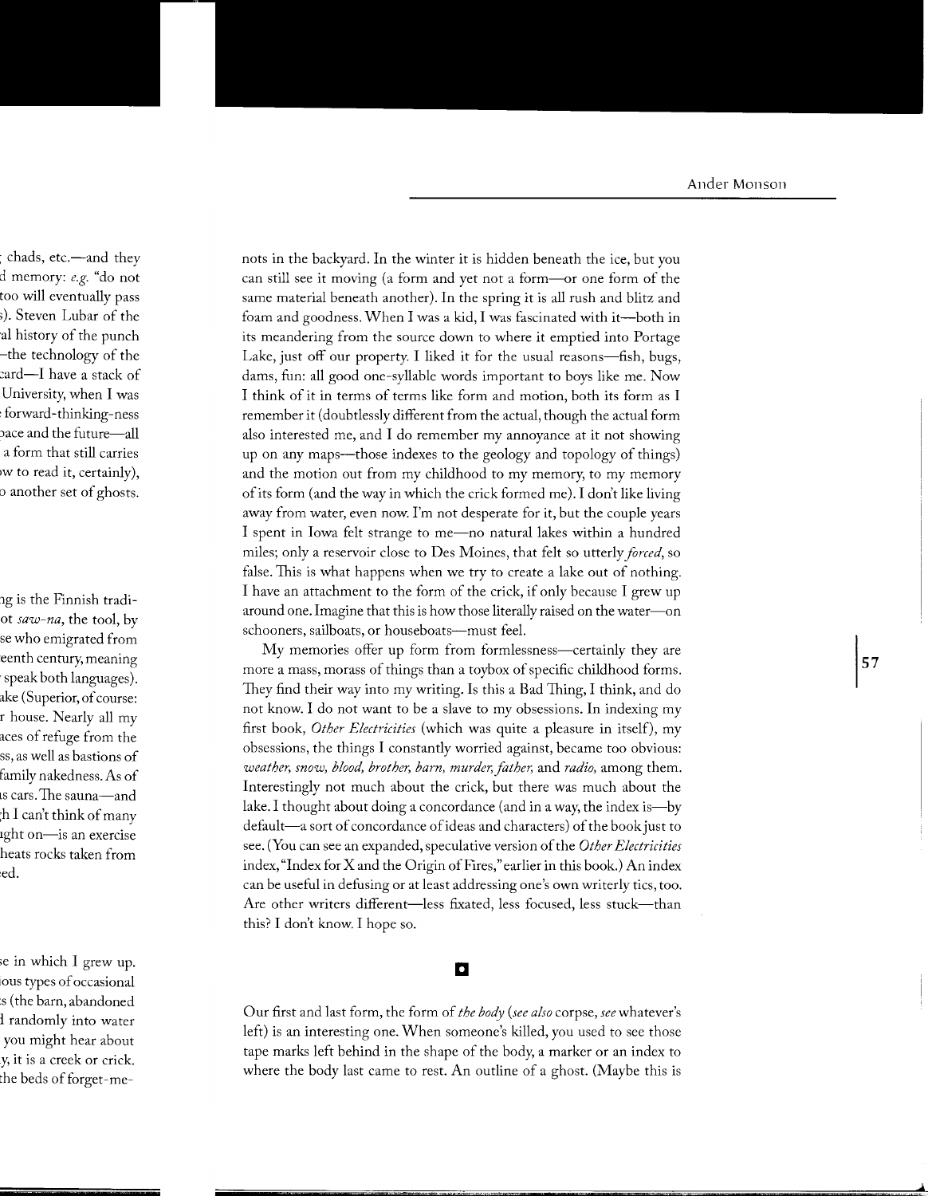nots in the backyard. In the winter it is hidden beneath the ice, but you can still see it moving (a form and yet not a form—or one form of the same material beneath another). In the spring it is all rush and blitz and foam and goodness. When I was a kid, I was fascinated with it—both in its meandering from the source down to where it emptied into Portage Lake, just off our property. I liked it for the usual reasons—fish, bugs, dams, fun: all good one-syllable words important to boys like me. Now I think of it in terms of terms like form and motion, both its form as I remember it (doubtlessly different from the actual, though the actual form also interested me, and I do remember my annoyance at it not showing up on any maps—those indexes to the geology and topology of things) and the motion out from my childhood to my memory, to my memory of its form (and the way in which the crick formed me). I don't like living away from water, even now. I'm not desperate for it, but the couple years I spent in Iowa felt strange to me—no natural lakes within a hundred miles; only a reservoir close to Des Moines, that felt so utterly *forced*, so false. This is what happens when we try to create a lake out of nothing. I have an attachment to the form of the crick, if only because I grew up around one. Imagine that this is how those literally raised on the water—on schooners, sailboats, or houseboats—must feel.

My memories offer up form from formlessness—certainly they are more a mass, morass of things than a toybox of specific childhood forms. They find their way into my writing. Is this a Bad Thing, I think, and do not know. I do not want to be a slave to my obsessions. In indexing my first book, *Other Electricities* (which was quite a pleasure in itself), my obsessions, the things I constantly worried against, became too obvious: *weather, snow, blood, brother, barn, murder, father,* and *radio,* among them. Interestingly not much about the crick, but there was much about the lake. I thought about doing a concordance (and in a way, the index is—by default—a sort of concordance of ideas and characters) of the book just to see. (You can see an expanded, speculative version of the *Other Electricities* index, "Index for X and the Origin of Fires," earlier in this book.) An index can be useful in defusing or at least addressing one's own writerly tics, too. Are other writers different—less fixated, less focused, less stuck—than this? I don't know. I hope so.

◘

Our first and last form, the form of *the body* (*see also* corpse, *see* whatever's left) is an interesting one. When someone's killed, you used to see those tape marks left behind in the shape of the body, a marker or an index to where the body last came to rest. An outline of a ghost. (Maybe this is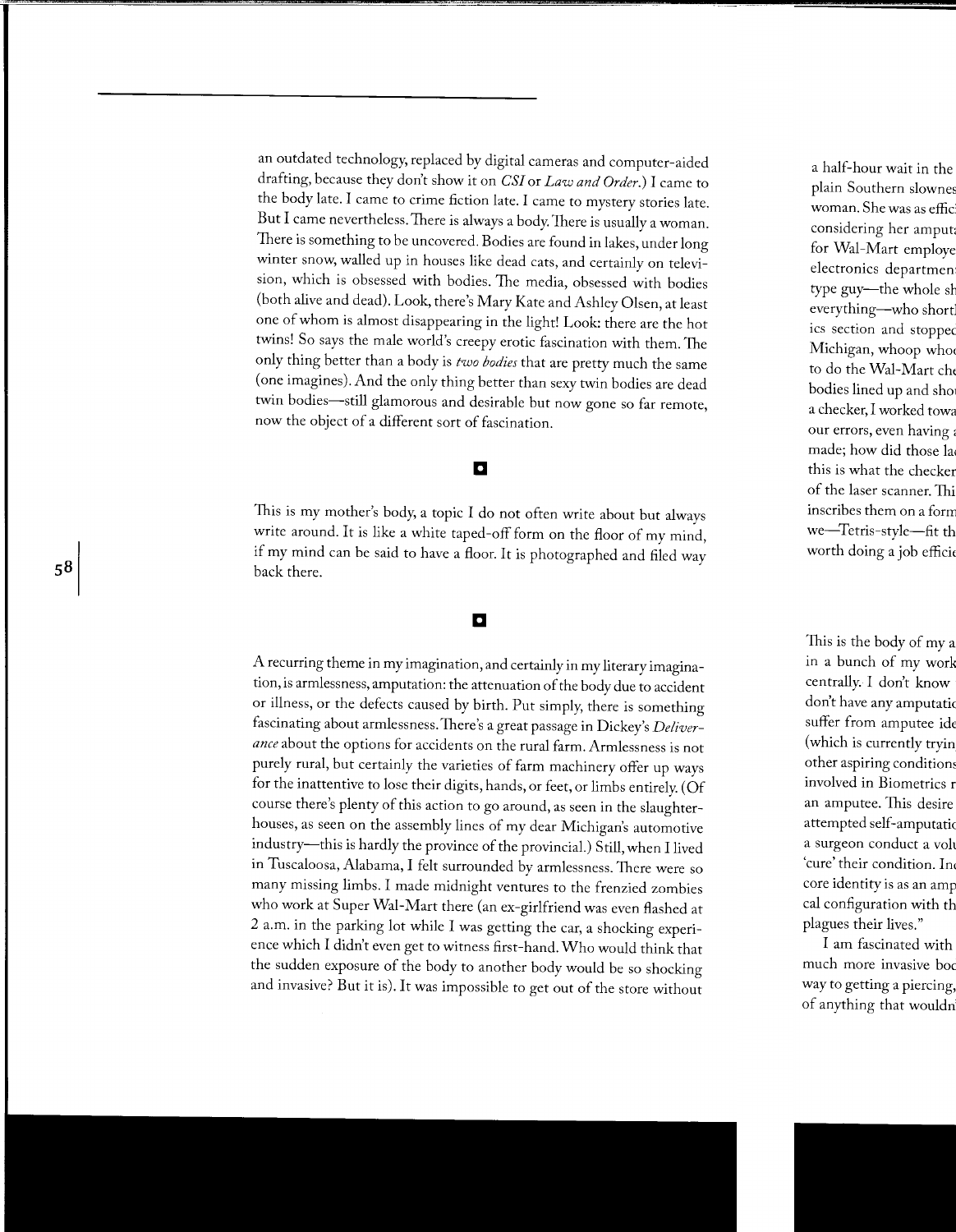an outdated technology, replaced by digital cameras and computer-aided drafting, because they don't show it on *CSI* or *Law and Order*.) I came to the body late. I came to crime fiction late. I came to mystery stories late. But I came nevertheless. There is always a body. There is usually a woman. There is something to be uncovered. Bodies are found in lakes, under long winter snow, walled up in houses like dead cats, and certainly on television, which is obsessed with bodies. The media, obsessed with bodies (both alive and dead). Look, there's Mary Kate and Ashley Olsen, at least one of whom is almost disappearing in the light! Look: there are the hot twins! So says the male world's creepy erotic fascination with them. The only thing better than a body is *two bodies* that are pretty much the same (one imagines). And the only thing better than sexy twin bodies are dead twin bodies—still glamorous and desirable but now gone so far remote, now the object of a different sort of fascination.

---

This is my mother's body, a topic I do not often write about but always write around. It is like a white taped-off form on the floor of my mind, if my mind can be said to have a floor. It is photographed and filed way back there.

---

A recurring theme in my imagination, and certainly in my literary imagination, is armlessness, amputation: the attenuation of the body due to accident or illness, or the defects caused by birth. Put simply, there is something fascinating about armlessness. There's a great passage in Dickey's *Deliverance* about the options for accidents on the rural farm. Armlessness is not purely rural, but certainly the varieties of farm machinery offer up ways for the inattentive to lose their digits, hands, or feet, or limbs entirely. (Of course there's plenty of this action to go around, as seen in the slaughterhouses, as seen on the assembly lines of my dear Michigan's automotive industry—this is hardly the province of the provincial.) Still, when I lived in Tuscaloosa, Alabama, I felt surrounded by armlessness. There were so many missing limbs. I made midnight ventures to the frenzied zombies who work at Super Wal-Mart there (an ex-girlfriend was even flashed at 2 a.m. in the parking lot while I was getting the car, a shocking experience which I didn't even get to witness first-hand. Who would think that the sudden exposure of the body to another body would be so shocking and invasive? But it is). It was impossible to get out of the store without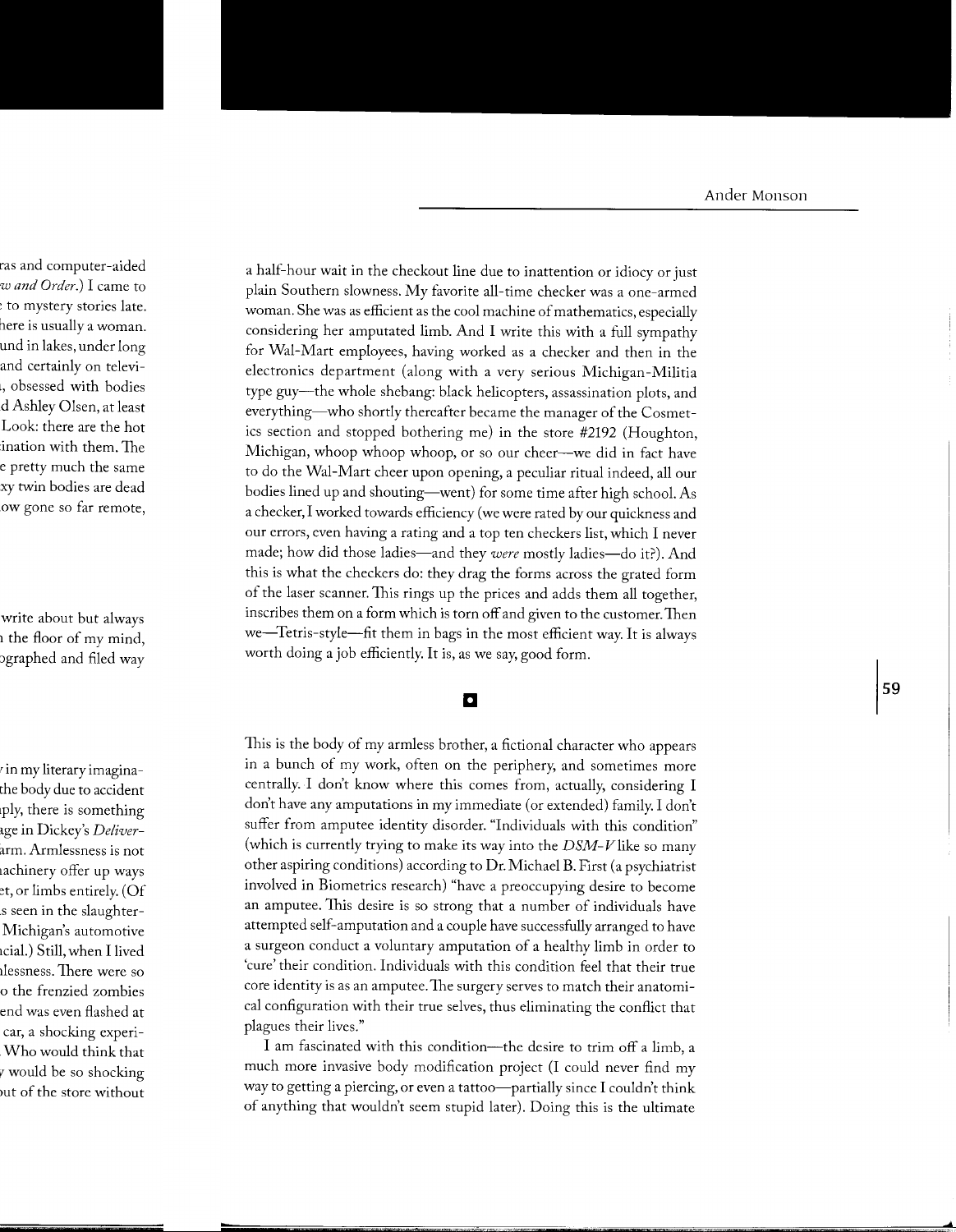a half-hour wait in the checkout line due to inattention or idiocy or just plain Southern slowness. My favorite all-time checker was a one-armed woman. She was as efficient as the cool machine of mathematics, especially considering her amputated limb. And I write this with a full sympathy for Wal-Mart employees, having worked as a checker and then in the electronics department (along with a very serious Michigan-Militia type guy—the whole shebang: black helicopters, assassination plots, and everything—who shortly thereafter became the manager of the Cosmetics section and stopped bothering me) in the store #2192 (Houghton, Michigan, whoop whoop whoop, or so our cheer—we did in fact have to do the Wal-Mart cheer upon opening, a peculiar ritual indeed, all our bodies lined up and shouting—went) for some time after high school. As a checker, I worked towards efficiency (we were rated by our quickness and our errors, even having a rating and a top ten checkers list, which I never made; how did those ladies—and they *were* mostly ladies—do it?). And this is what the checkers do: they drag the forms across the grated form of the laser scanner. This rings up the prices and adds them all together, inscribes them on a form which is torn off and given to the customer. Then we—Tetris-style—fit them in bags in the most efficient way. It is always worth doing a job efficiently. It is, as we say, good form.

▪

This is the body of my armless brother, a fictional character who appears in a bunch of my work, often on the periphery, and sometimes more centrally. I don't know where this comes from, actually, considering I don't have any amputations in my immediate (or extended) family. I don't suffer from amputee identity disorder. "Individuals with this condition" (which is currently trying to make its way into the *DSM-V* like so many other aspiring conditions) according to Dr. Michael B. First (a psychiatrist involved in Biometrics research) "have a preoccupying desire to become an amputee. This desire is so strong that a number of individuals have attempted self-amputation and a couple have successfully arranged to have a surgeon conduct a voluntary amputation of a healthy limb in order to 'cure' their condition. Individuals with this condition feel that their true core identity is as an amputee. The surgery serves to match their anatomical configuration with their true selves, thus eliminating the conflict that plagues their lives."

I am fascinated with this condition—the desire to trim off a limb, a much more invasive body modification project (I could never find my way to getting a piercing, or even a tattoo—partially since I couldn't think of anything that wouldn't seem stupid later). Doing this is the ultimate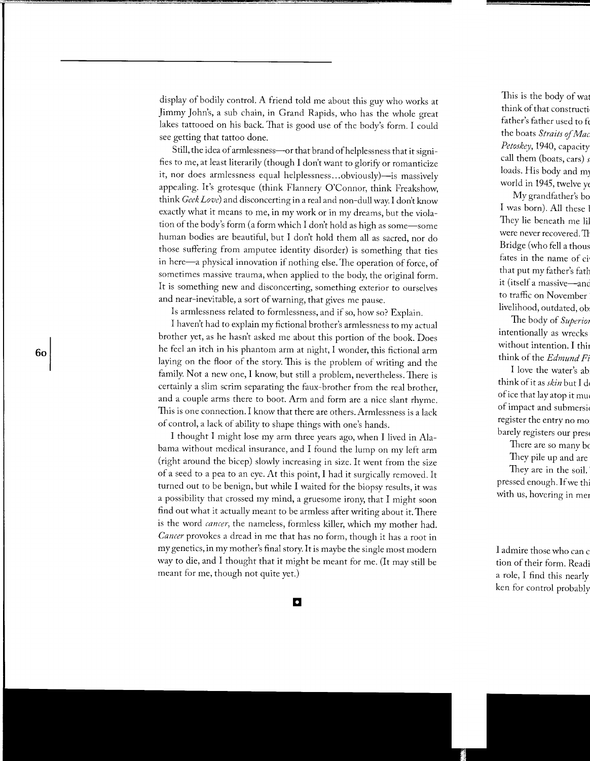display of bodily control. A friend told me about this guy who works at Jimmy John's, a sub chain, in Grand Rapids, who has the whole great lakes tattooed on his back. That is good use of the body's form. I could see getting that tattoo done.

Still, the idea of armlessness—or that brand of helplessness that it signifies to me, at least literarily (though I don't want to glorify or romanticize it, nor does armlessness equal helplessness...obviously)—is massively appealing. It's grotesque (think Flannery O'Connor, think Freakshow, think *Geek Love*) and disconcerting in a real and non-dull way. I don't know exactly what it means to me, in my work or in my dreams, but the violation of the body's form (a form which I don't hold as high as some—some human bodies are beautiful, but I don't hold them all as sacred, nor do those suffering from amputee identity disorder) is something that ties in here—a physical innovation if nothing else. The operation of force, of sometimes massive trauma, when applied to the body, the original form. It is something new and disconcerting, something exterior to ourselves and near-inevitable, a sort of warning, that gives me pause.

Is armlessness related to formlessness, and if so, how so? Explain.

I haven't had to explain my fictional brother's armlessness to my actual brother yet, as he hasn't asked me about this portion of the book. Does he feel an itch in his phantom arm at night, I wonder, this fictional arm laying on the floor of the story. This is the problem of writing and the family. Not a new one, I know, but still a problem, nevertheless. There is certainly a slim scrim separating the faux-brother from the real brother, and a couple arms there to boot. Arm and form are a nice slant rhyme. This is one connection. I know that there are others. Armlessness is a lack of control, a lack of ability to shape things with one's hands.

I thought I might lose my arm three years ago, when I lived in Alabama without medical insurance, and I found the lump on my left arm (right around the bicep) slowly increasing in size. It went from the size of a seed to a pea to an eye. At this point, I had it surgically removed. It turned out to be benign, but while I waited for the biopsy results, it was a possibility that crossed my mind, a gruesome irony, that I might soon find out what it actually meant to be armless after writing about it. There is the word *cancer*, the nameless, formless killer, which my mother had. *Cancer* provokes a dread in me that has no form, though it has a root in my genetics, in my mother's final story. It is maybe the single most modern way to die, and I thought that it might be meant for me. (It may still be meant for me, though not quite yet.)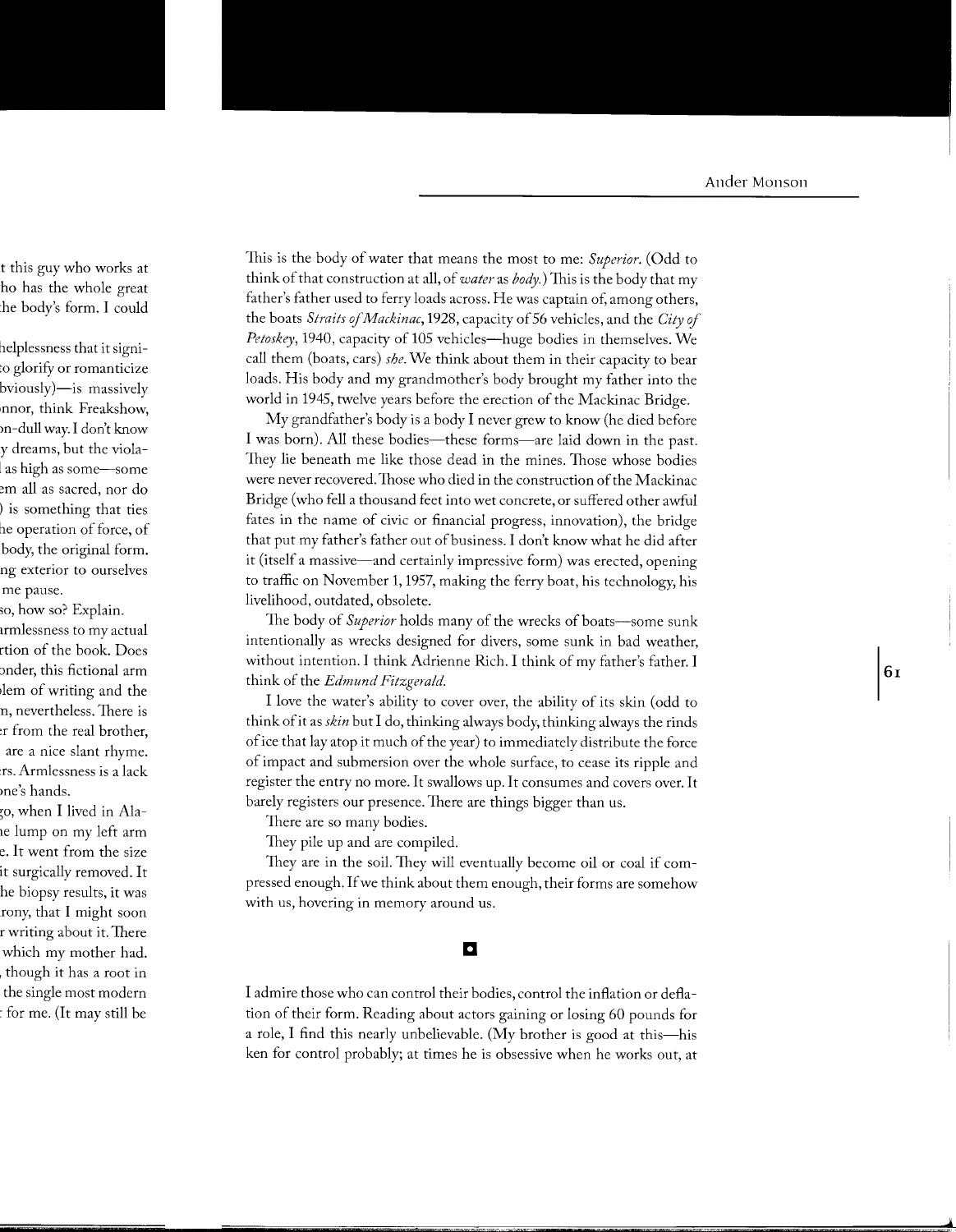This is the body of water that means the most to me: *Superior*. (Odd to think of that construction at all, of *water* as *body*.) This is the body that my father's father used to ferry loads across. He was captain of, among others, the boats *Straits of Mackinac*, 1928, capacity of 56 vehicles, and the *City of Petoskey*, 1940, capacity of 105 vehicles—huge bodies in themselves. We call them (boats, cars) *she*. We think about them in their capacity to bear loads. His body and my grandmother's body brought my father into the world in 1945, twelve years before the erection of the Mackinac Bridge.

My grandfather's body is a body I never grew to know (he died before I was born). All these bodies—these forms—are laid down in the past. They lie beneath me like those dead in the mines. Those whose bodies were never recovered. Those who died in the construction of the Mackinac Bridge (who fell a thousand feet into wet concrete, or suffered other awful fates in the name of civic or financial progress, innovation), the bridge that put my father's father out of business. I don't know what he did after it (itself a massive—and certainly impressive form) was erected, opening to traffic on November 1, 1957, making the ferry boat, his technology, his livelihood, outdated, obsolete.

The body of *Superior* holds many of the wrecks of boats—some sunk intentionally as wrecks designed for divers, some sunk in bad weather, without intention. I think Adrienne Rich. I think of my father's father. I think of the *Edmund Fitzgerald*.

I love the water's ability to cover over, the ability of its skin (odd to think of it as *skin* but I do, thinking always body, thinking always the rinds of ice that lay atop it much of the year) to immediately distribute the force of impact and submersion over the whole surface, to cease its ripple and register the entry no more. It swallows up. It consumes and covers over. It barely registers our presence. There are things bigger than us.

There are so many bodies.

They pile up and are compiled.

They are in the soil. They will eventually become oil or coal if compressed enough. If we think about them enough, their forms are somehow with us, hovering in memory around us.

▪

I admire those who can control their bodies, control the inflation or deflation of their form. Reading about actors gaining or losing 60 pounds for a role, I find this nearly unbelievable. (My brother is good at this—his ken for control probably; at times he is obsessive when he works out, at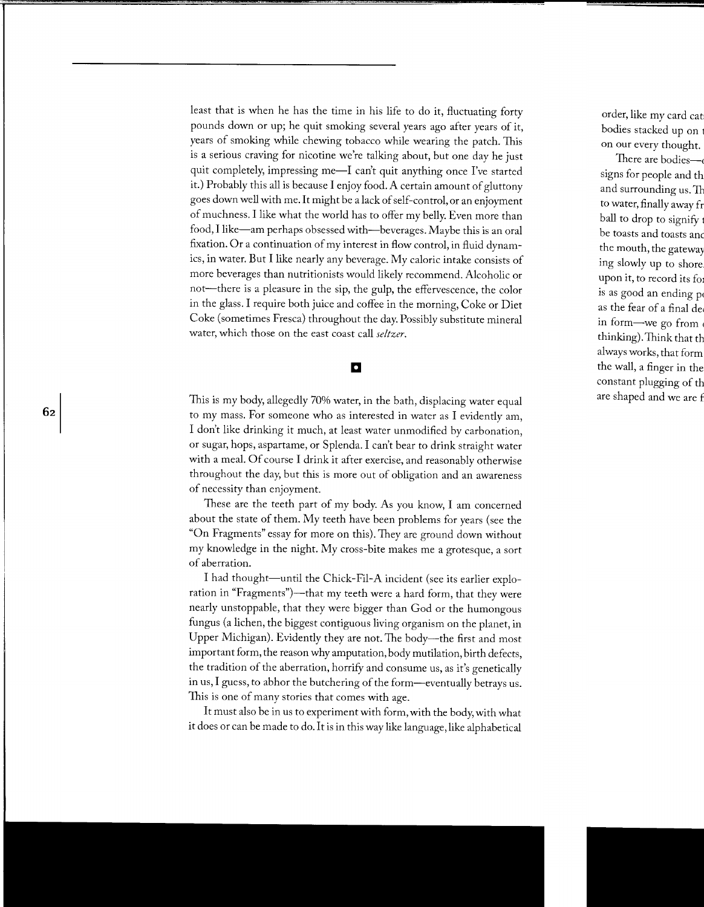least that is when he has the time in his life to do it, fluctuating forty pounds down or up; he quit smoking several years ago after years of it, years of smoking while chewing tobacco while wearing the patch. This is a serious craving for nicotine we're talking about, but one day he just quit completely, impressing me—I can't quit anything once I've started it.) Probably this all is because I enjoy food. A certain amount of gluttony goes down well with me. It might be a lack of self-control, or an enjoyment of muchness. I like what the world has to offer my belly. Even more than food, I like—am perhaps obsessed with—beverages. Maybe this is an oral fixation. Or a continuation of my interest in flow control, in fluid dynamics, in water. But I like nearly any beverage. My caloric intake consists of more beverages than nutritionists would likely recommend. Alcoholic or not—there is a pleasure in the sip, the gulp, the effervescence, the color in the glass. I require both juice and coffee in the morning, Coke or Diet Coke (sometimes Fresca) throughout the day. Possibly substitute mineral water, which those on the east coast call *seltzer*.

■

This is my body, allegedly 70% water, in the bath, displacing water equal to my mass. For someone who as interested in water as I evidently am, I don't like drinking it much, at least water unmodified by carbonation, or sugar, hops, aspartame, or Splenda. I can't bear to drink straight water with a meal. Of course I drink it after exercise, and reasonably otherwise throughout the day, but this is more out of obligation and an awareness of necessity than enjoyment.

These are the teeth part of my body. As you know, I am concerned about the state of them. My teeth have been problems for years (see the "On Fragments" essay for more on this). They are ground down without my knowledge in the night. My cross-bite makes me a grotesque, a sort of aberration.

I had thought—until the Chick-Fil-A incident (see its earlier exploration in "Fragments")—that my teeth were a hard form, that they were nearly unstoppable, that they were bigger than God or the humongous fungus (a lichen, the biggest contiguous living organism on the planet, in Upper Michigan). Evidently they are not. The body—the first and most important form, the reason why amputation, body mutilation, birth defects, the tradition of the aberration, horrify and consume us, as it's genetically in us, I guess, to abhor the butchering of the form—eventually betrays us. This is one of many stories that comes with age.

It must also be in us to experiment with form, with the body, with what it does or can be made to do. It is in this way like language, like alphabetical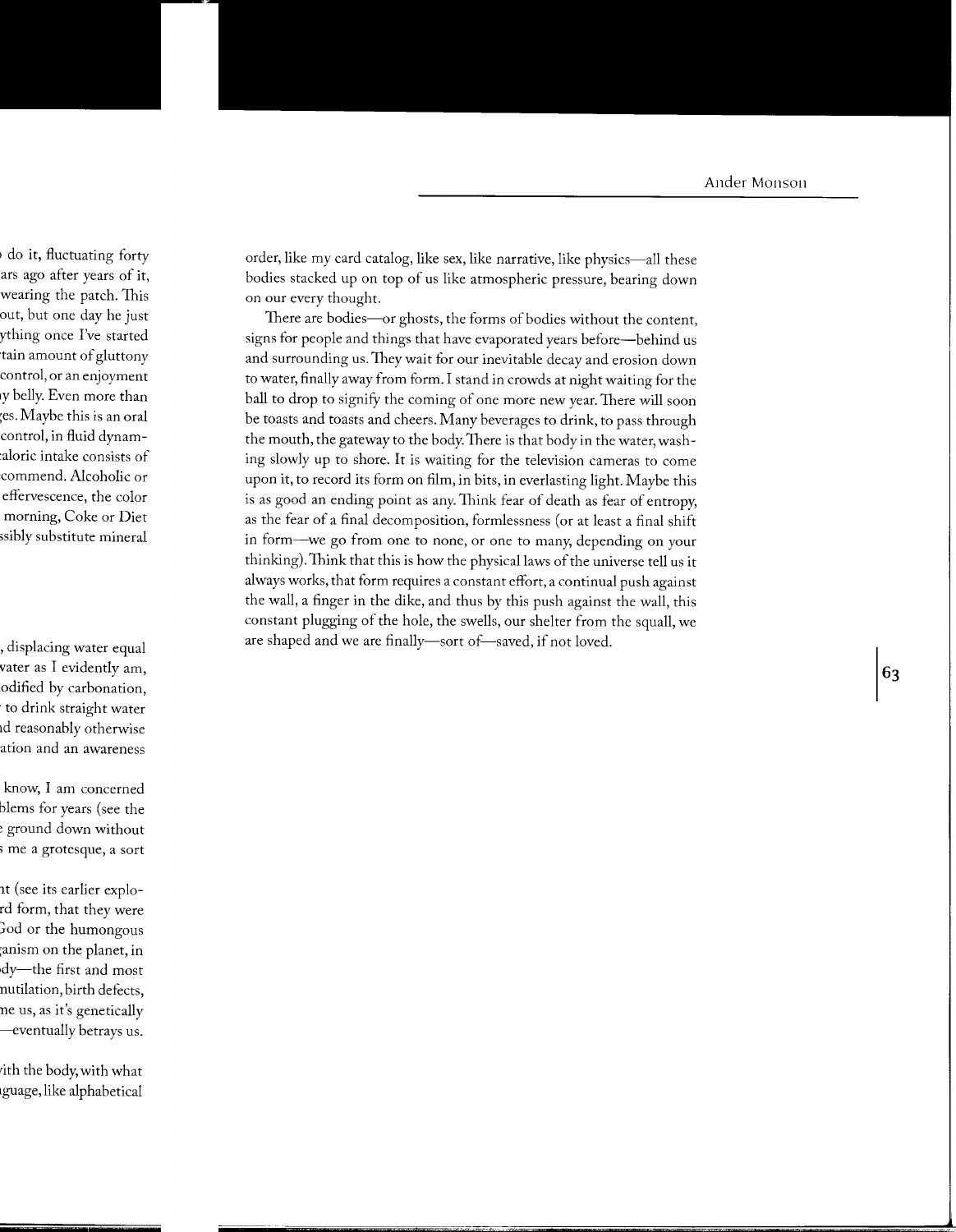order, like my card catalog, like sex, like narrative, like physics—all these bodies stacked up on top of us like atmospheric pressure, bearing down on our every thought.

There are bodies—or ghosts, the forms of bodies without the content, signs for people and things that have evaporated years before—behind us and surrounding us. They wait for our inevitable decay and erosion down to water, finally away from form. I stand in crowds at night waiting for the ball to drop to signify the coming of one more new year. There will soon be toasts and toasts and cheers. Many beverages to drink, to pass through the mouth, the gateway to the body. There is that body in the water, washing slowly up to shore. It is waiting for the television cameras to come upon it, to record its form on film, in bits, in everlasting light. Maybe this is as good an ending point as any. Think fear of death as fear of entropy, as the fear of a final decomposition, formlessness (or at least a final shift in form—we go from one to none, or one to many, depending on your thinking). Think that this is how the physical laws of the universe tell us it always works, that form requires a constant effort, a continual push against the wall, a finger in the dike, and thus by this push against the wall, this constant plugging of the hole, the swells, our shelter from the squall, we are shaped and we are finally—sort of—saved, if not loved.